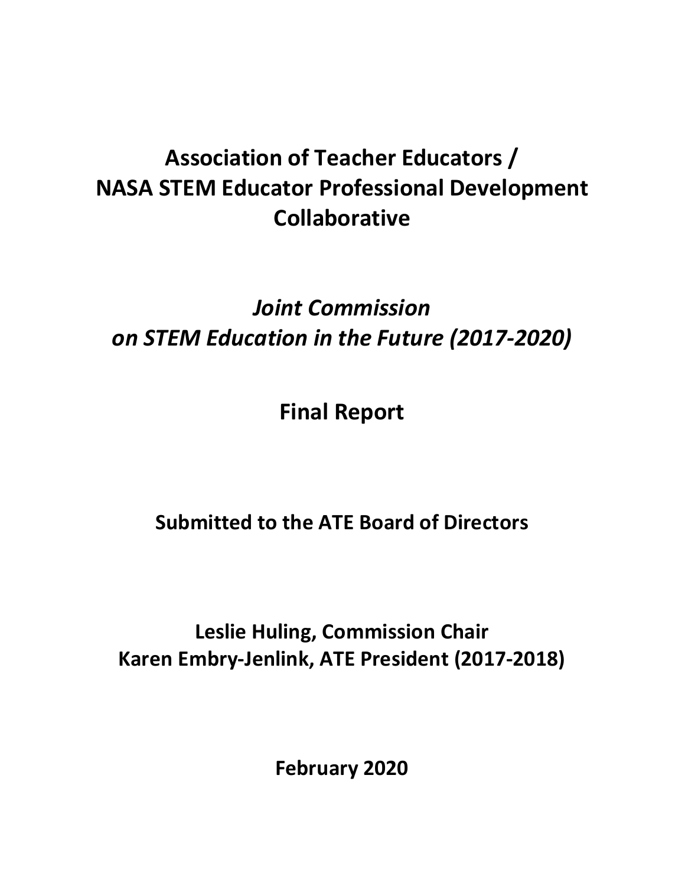# Association of Teacher Educators / NASA STEM Educator Professional Development Collaborative

## *Joint Commission on STEM Education in the Future (2017-2020)*

## Final Report

**Submitted to the ATE Board of Directors**

**Leslie Huling, Commission Chair**
**Karen Embry-Jenlink, ATE President (2017-2018)**

**February 2020**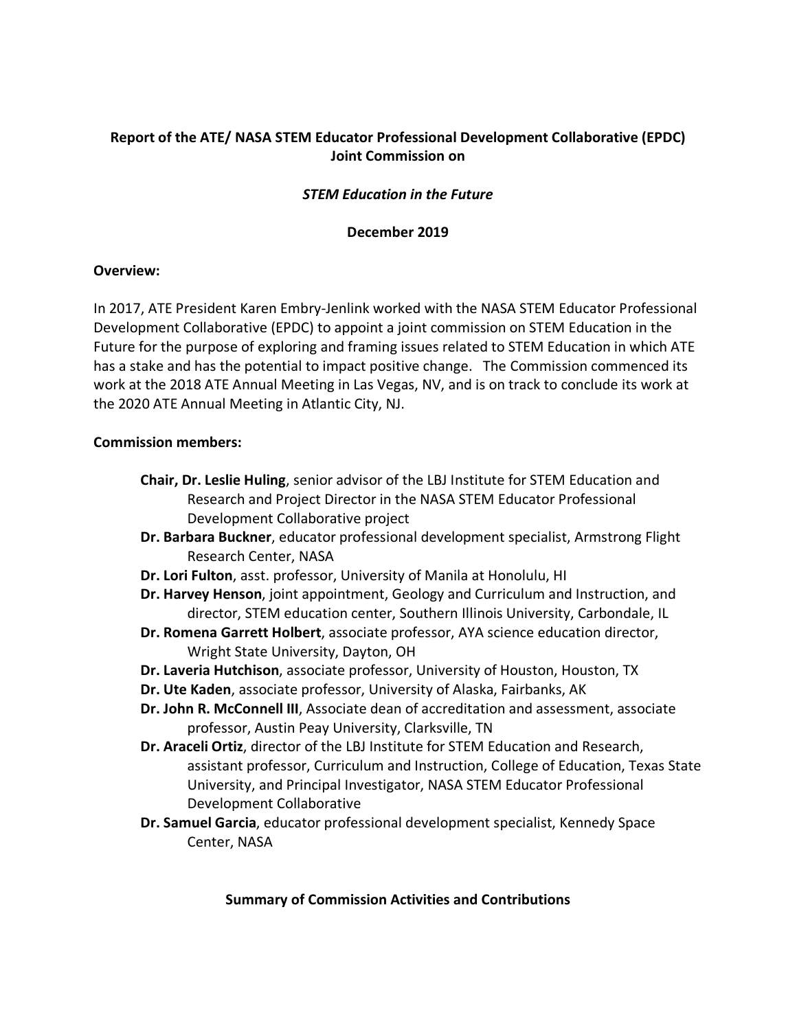**Report of the ATE/ NASA STEM Educator Professional Development Collaborative (EPDC) Joint Commission on**

***STEM Education in the Future***

**December 2019**

**Overview:**

In 2017, ATE President Karen Embry-Jenlink worked with the NASA STEM Educator Professional Development Collaborative (EPDC) to appoint a joint commission on STEM Education in the Future for the purpose of exploring and framing issues related to STEM Education in which ATE has a stake and has the potential to impact positive change. The Commission commenced its work at the 2018 ATE Annual Meeting in Las Vegas, NV, and is on track to conclude its work at the 2020 ATE Annual Meeting in Atlantic City, NJ.

**Commission members:**

- **Chair, Dr. Leslie Huling**, senior advisor of the LBJ Institute for STEM Education and Research and Project Director in the NASA STEM Educator Professional Development Collaborative project
- **Dr. Barbara Buckner**, educator professional development specialist, Armstrong Flight Research Center, NASA
- **Dr. Lori Fulton**, asst. professor, University of Manila at Honolulu, HI
- **Dr. Harvey Henson**, joint appointment, Geology and Curriculum and Instruction, and director, STEM education center, Southern Illinois University, Carbondale, IL
- **Dr. Romena Garrett Holbert**, associate professor, AYA science education director, Wright State University, Dayton, OH
- **Dr. Laveria Hutchison**, associate professor, University of Houston, Houston, TX
- **Dr. Ute Kaden**, associate professor, University of Alaska, Fairbanks, AK
- **Dr. John R. McConnell III**, Associate dean of accreditation and assessment, associate professor, Austin Peay University, Clarksville, TN
- **Dr. Araceli Ortiz**, director of the LBJ Institute for STEM Education and Research, assistant professor, Curriculum and Instruction, College of Education, Texas State University, and Principal Investigator, NASA STEM Educator Professional Development Collaborative
- **Dr. Samuel Garcia**, educator professional development specialist, Kennedy Space Center, NASA

**Summary of Commission Activities and Contributions**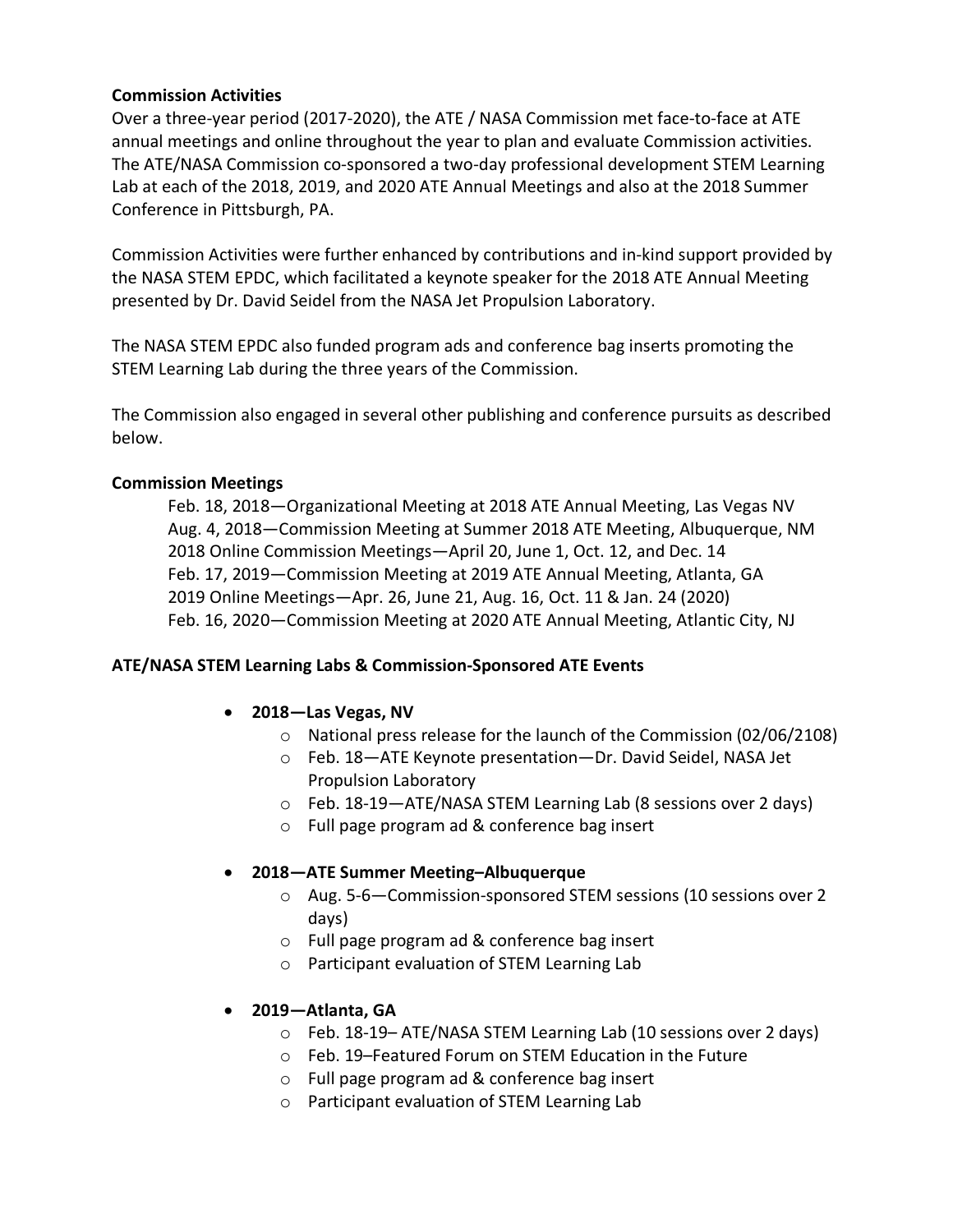**Commission Activities**

Over a three-year period (2017-2020), the ATE / NASA Commission met face-to-face at ATE annual meetings and online throughout the year to plan and evaluate Commission activities. The ATE/NASA Commission co-sponsored a two-day professional development STEM Learning Lab at each of the 2018, 2019, and 2020 ATE Annual Meetings and also at the 2018 Summer Conference in Pittsburgh, PA.

Commission Activities were further enhanced by contributions and in-kind support provided by the NASA STEM EPDC, which facilitated a keynote speaker for the 2018 ATE Annual Meeting presented by Dr. David Seidel from the NASA Jet Propulsion Laboratory.

The NASA STEM EPDC also funded program ads and conference bag inserts promoting the STEM Learning Lab during the three years of the Commission.

The Commission also engaged in several other publishing and conference pursuits as described below.

**Commission Meetings**

Feb. 18, 2018—Organizational Meeting at 2018 ATE Annual Meeting, Las Vegas NV
Aug. 4, 2018—Commission Meeting at Summer 2018 ATE Meeting, Albuquerque, NM
2018 Online Commission Meetings—April 20, June 1, Oct. 12, and Dec. 14
Feb. 17, 2019—Commission Meeting at 2019 ATE Annual Meeting, Atlanta, GA
2019 Online Meetings—Apr. 26, June 21, Aug. 16, Oct. 11 & Jan. 24 (2020)
Feb. 16, 2020—Commission Meeting at 2020 ATE Annual Meeting, Atlantic City, NJ

**ATE/NASA STEM Learning Labs & Commission-Sponsored ATE Events**

- **2018—Las Vegas, NV**
  - National press release for the launch of the Commission (02/06/2108)
  - Feb. 18—ATE Keynote presentation—Dr. David Seidel, NASA Jet Propulsion Laboratory
  - Feb. 18-19—ATE/NASA STEM Learning Lab (8 sessions over 2 days)
  - Full page program ad & conference bag insert
- **2018—ATE Summer Meeting–Albuquerque**
  - Aug. 5-6—Commission-sponsored STEM sessions (10 sessions over 2 days)
  - Full page program ad & conference bag insert
  - Participant evaluation of STEM Learning Lab
- **2019—Atlanta, GA**
  - Feb. 18-19– ATE/NASA STEM Learning Lab (10 sessions over 2 days)
  - Feb. 19–Featured Forum on STEM Education in the Future
  - Full page program ad & conference bag insert
  - Participant evaluation of STEM Learning Lab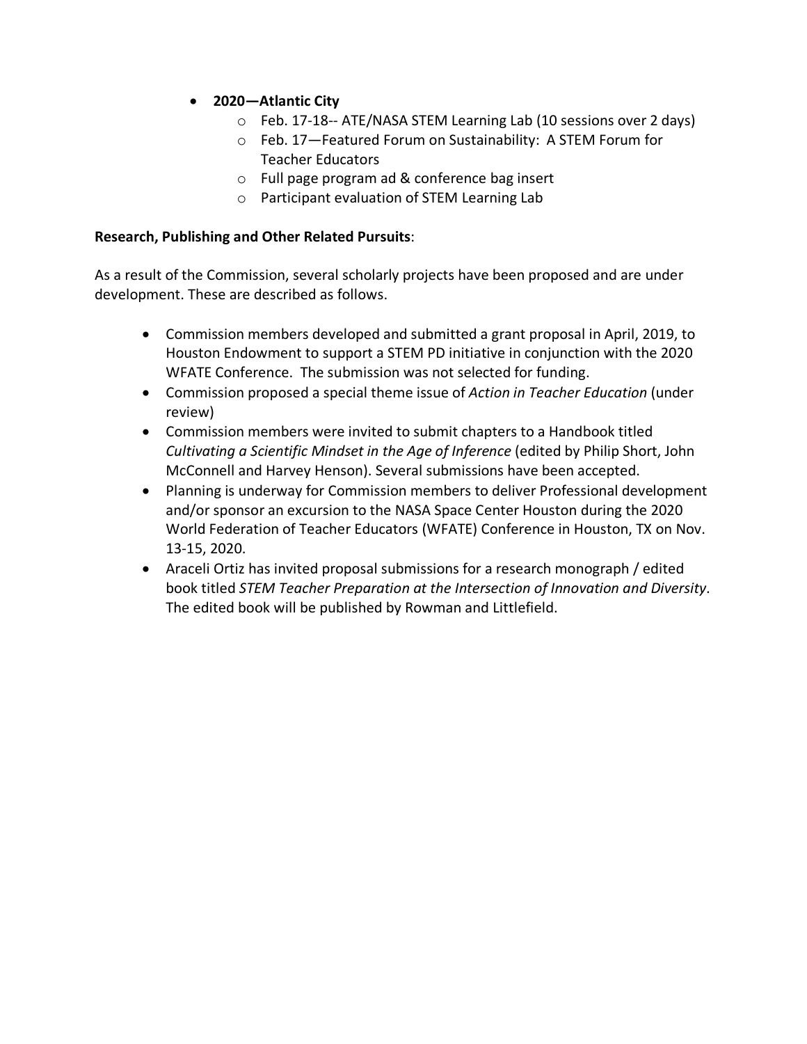- **2020—Atlantic City**
  - Feb. 17-18-- ATE/NASA STEM Learning Lab (10 sessions over 2 days)
  - Feb. 17—Featured Forum on Sustainability: A STEM Forum for Teacher Educators
  - Full page program ad & conference bag insert
  - Participant evaluation of STEM Learning Lab

**Research, Publishing and Other Related Pursuits**:

As a result of the Commission, several scholarly projects have been proposed and are under development. These are described as follows.

- Commission members developed and submitted a grant proposal in April, 2019, to Houston Endowment to support a STEM PD initiative in conjunction with the 2020 WFATE Conference. The submission was not selected for funding.
- Commission proposed a special theme issue of *Action in Teacher Education* (under review)
- Commission members were invited to submit chapters to a Handbook titled *Cultivating a Scientific Mindset in the Age of Inference* (edited by Philip Short, John McConnell and Harvey Henson). Several submissions have been accepted.
- Planning is underway for Commission members to deliver Professional development and/or sponsor an excursion to the NASA Space Center Houston during the 2020 World Federation of Teacher Educators (WFATE) Conference in Houston, TX on Nov. 13-15, 2020.
- Araceli Ortiz has invited proposal submissions for a research monograph / edited book titled *STEM Teacher Preparation at the Intersection of Innovation and Diversity*. The edited book will be published by Rowman and Littlefield.